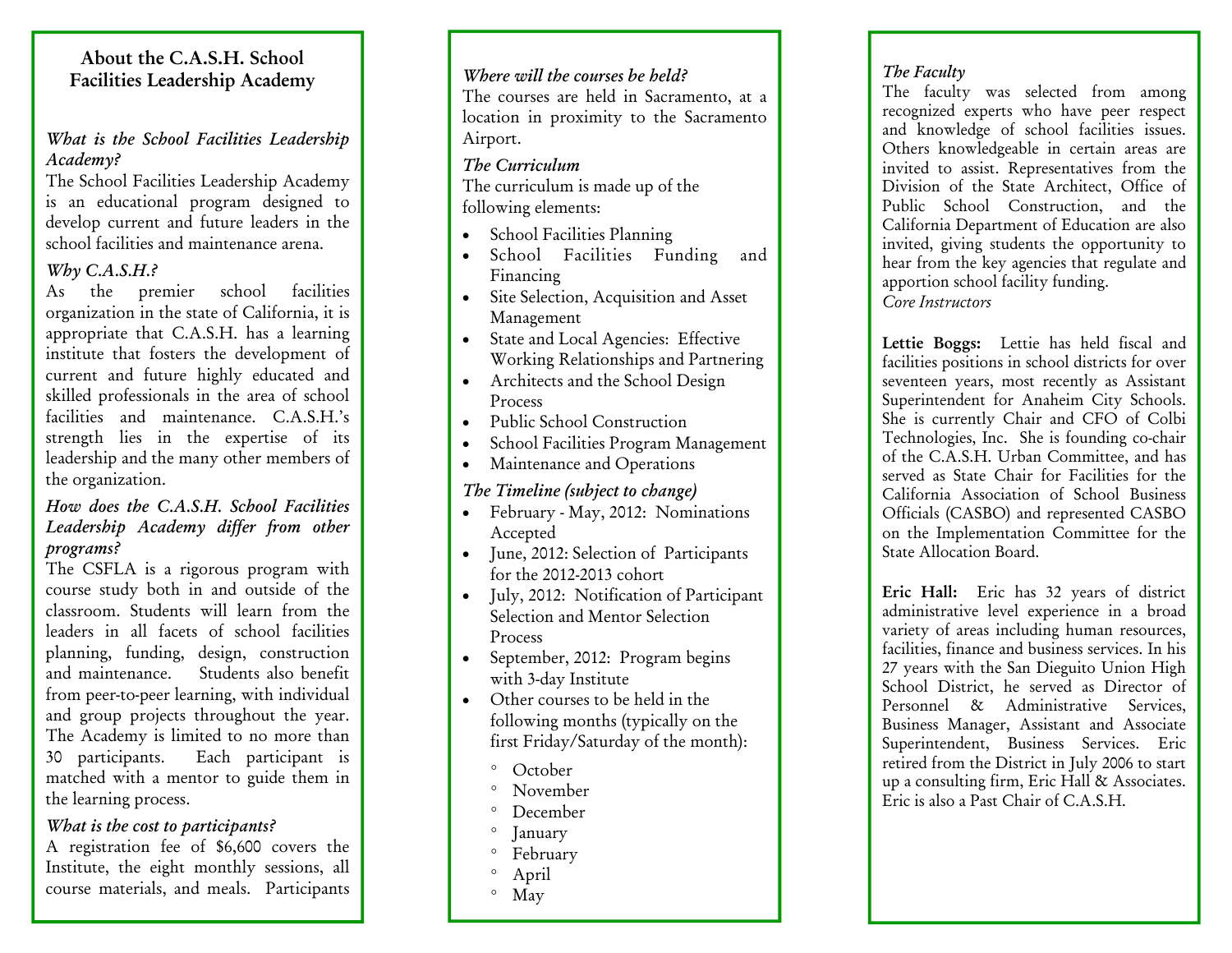## About the C.A.S.H. School Facilities Leadership Academy

*What is the School Facilities Leadership Academy?*

The School Facilities Leadership Academy is an educational program designed to develop current and future leaders in the school facilities and maintenance arena.

*Why C.A.S.H.?*

As the premier school facilities organization in the state of California, it is appropriate that C.A.S.H. has a learning institute that fosters the development of current and future highly educated and skilled professionals in the area of school facilities and maintenance. C.A.S.H.'s strength lies in the expertise of its leadership and the many other members of the organization.

*How does the C.A.S.H. School Facilities Leadership Academy differ from other programs?*

The CSFLA is a rigorous program with course study both in and outside of the classroom. Students will learn from the leaders in all facets of school facilities planning, funding, design, construction and maintenance. Students also benefit from peer-to-peer learning, with individual and group projects throughout the year. The Academy is limited to no more than 30 participants. Each participant is matched with a mentor to guide them in the learning process.

*What is the cost to participants?*

A registration fee of $6,600 covers the Institute, the eight monthly sessions, all course materials, and meals. Participants

*Where will the courses be held?*

The courses are held in Sacramento, at a location in proximity to the Sacramento Airport.

*The Curriculum*

The curriculum is made up of the following elements:

- School Facilities Planning
- School Facilities Funding and Financing
- Site Selection, Acquisition and Asset Management
- State and Local Agencies: Effective Working Relationships and Partnering
- Architects and the School Design Process
- Public School Construction
- School Facilities Program Management
- Maintenance and Operations

*The Timeline (subject to change)*

- February - May, 2012: Nominations Accepted
- June, 2012: Selection of Participants for the 2012-2013 cohort
- July, 2012: Notification of Participant Selection and Mentor Selection Process
- September, 2012: Program begins with 3-day Institute
- Other courses to be held in the following months (typically on the first Friday/Saturday of the month):
  - October
  - November
  - December
  - January
  - February
  - April
  - May

*The Faculty*

The faculty was selected from among recognized experts who have peer respect and knowledge of school facilities issues. Others knowledgeable in certain areas are invited to assist. Representatives from the Division of the State Architect, Office of Public School Construction, and the California Department of Education are also invited, giving students the opportunity to hear from the key agencies that regulate and apportion school facility funding.

*Core Instructors*

**Lettie Boggs:** Lettie has held fiscal and facilities positions in school districts for over seventeen years, most recently as Assistant Superintendent for Anaheim City Schools. She is currently Chair and CFO of Colbi Technologies, Inc. She is founding co-chair of the C.A.S.H. Urban Committee, and has served as State Chair for Facilities for the California Association of School Business Officials (CASBO) and represented CASBO on the Implementation Committee for the State Allocation Board.

**Eric Hall:** Eric has 32 years of district administrative level experience in a broad variety of areas including human resources, facilities, finance and business services. In his 27 years with the San Dieguito Union High School District, he served as Director of Personnel & Administrative Services, Business Manager, Assistant and Associate Superintendent, Business Services. Eric retired from the District in July 2006 to start up a consulting firm, Eric Hall & Associates. Eric is also a Past Chair of C.A.S.H.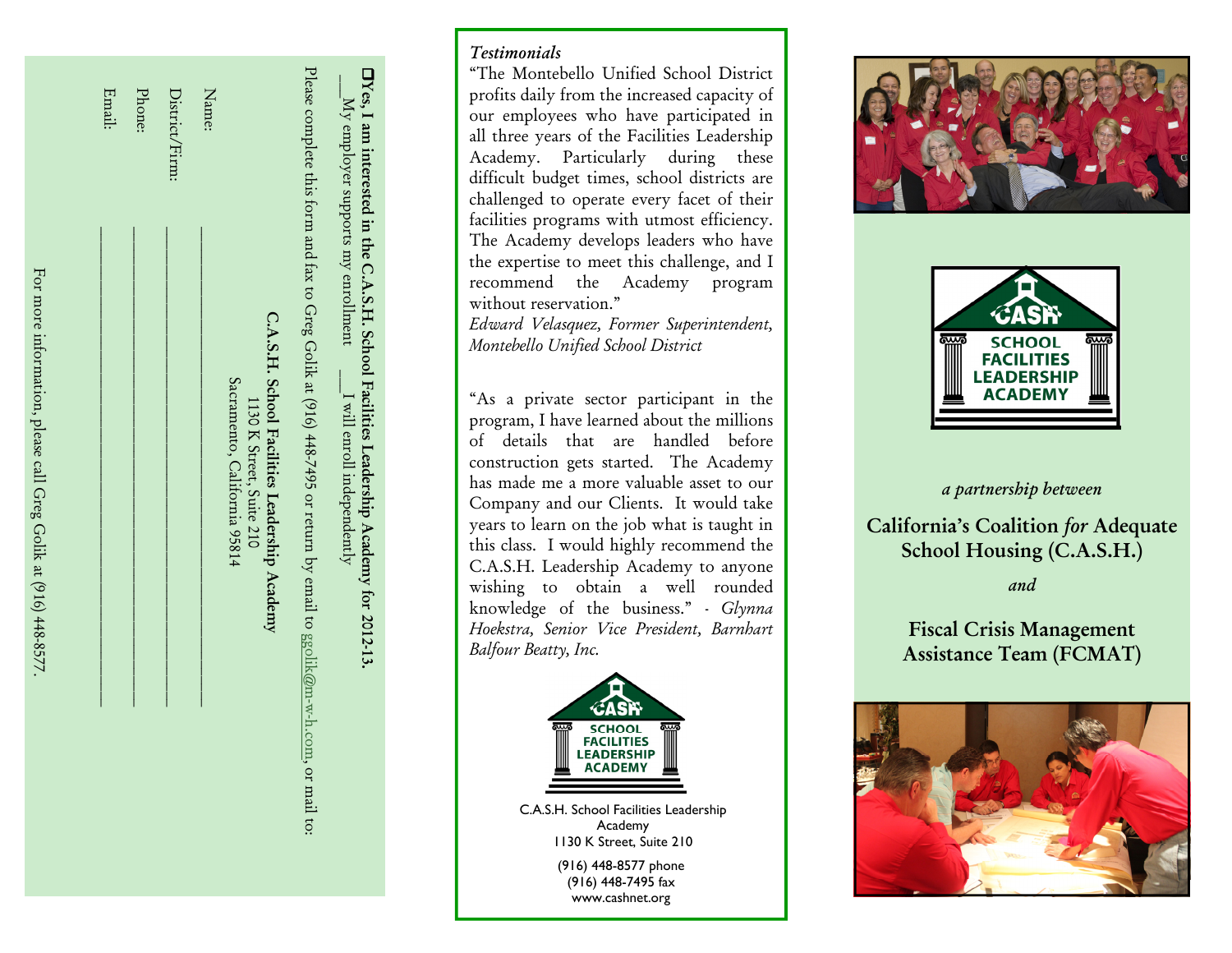❑**Yes, I am interested in the C.A.S.H. School Facilities Leadership Academy for 2012-13.**

___My employer supports my enrollment ___I will enroll independently

Please complete this form and fax to Greg Golik at (916) 448-7495 or return by email to ggolik@m-w-h.com, or mail to:

**C.A.S.H. School Facilities Leadership Academy**
1130 K Street, Suite 210
Sacramento, California 95814

Name: ______________________________

District/Firm: ______________________________

Phone: ______________________________

Email: ______________________________

For more information, please call Greg Golik at (916) 448-8577.

*Testimonials*

"The Montebello Unified School District profits daily from the increased capacity of our employees who have participated in all three years of the Facilities Leadership Academy. Particularly during these difficult budget times, school districts are challenged to operate every facet of their facilities programs with utmost efficiency. The Academy develops leaders who have the expertise to meet this challenge, and I recommend the Academy program without reservation."
*Edward Velasquez, Former Superintendent, Montebello Unified School District*

"As a private sector participant in the program, I have learned about the millions of details that are handled before construction gets started. The Academy has made me a more valuable asset to our Company and our Clients. It would take years to learn on the job what is taught in this class. I would highly recommend the C.A.S.H. Leadership Academy to anyone wishing to obtain a well rounded knowledge of the business." - *Glynna Hoekstra, Senior Vice President, Barnhart Balfour Beatty, Inc.*

CASH SCHOOL FACILITIES LEADERSHIP ACADEMY

C.A.S.H. School Facilities Leadership Academy
1130 K Street, Suite 210
(916) 448-8577 phone
(916) 448-7495 fax
www.cashnet.org

CASH SCHOOL FACILITIES LEADERSHIP ACADEMY

*a partnership between*

**California's Coalition *for* Adequate School Housing (C.A.S.H.)**

*and*

**Fiscal Crisis Management Assistance Team (FCMAT)**